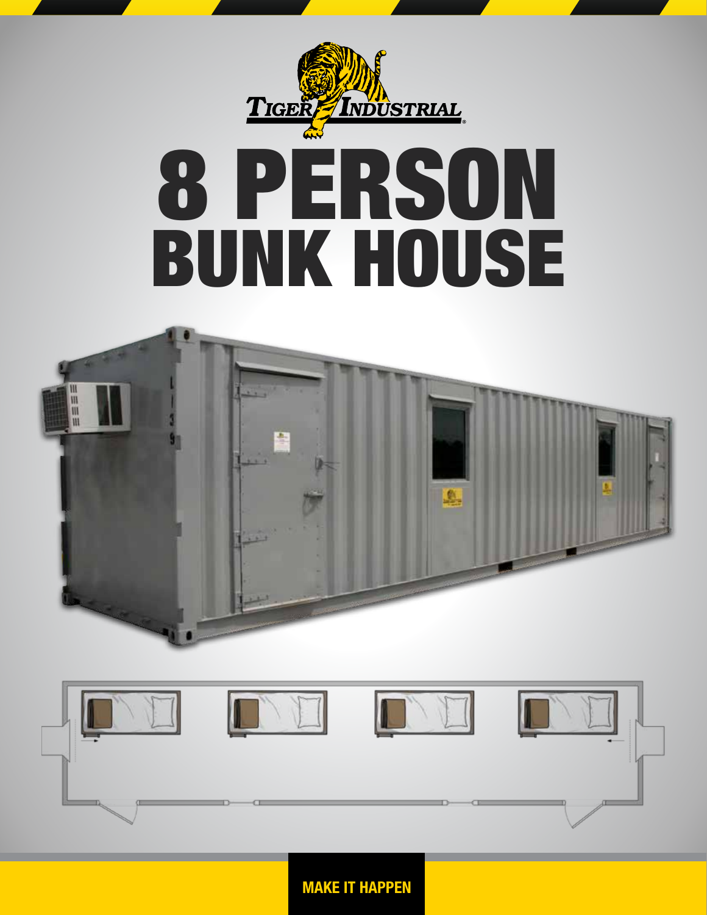Tiger Industrial

# 8 PERSON BUNK HOUSE

MAKE IT HAPPEN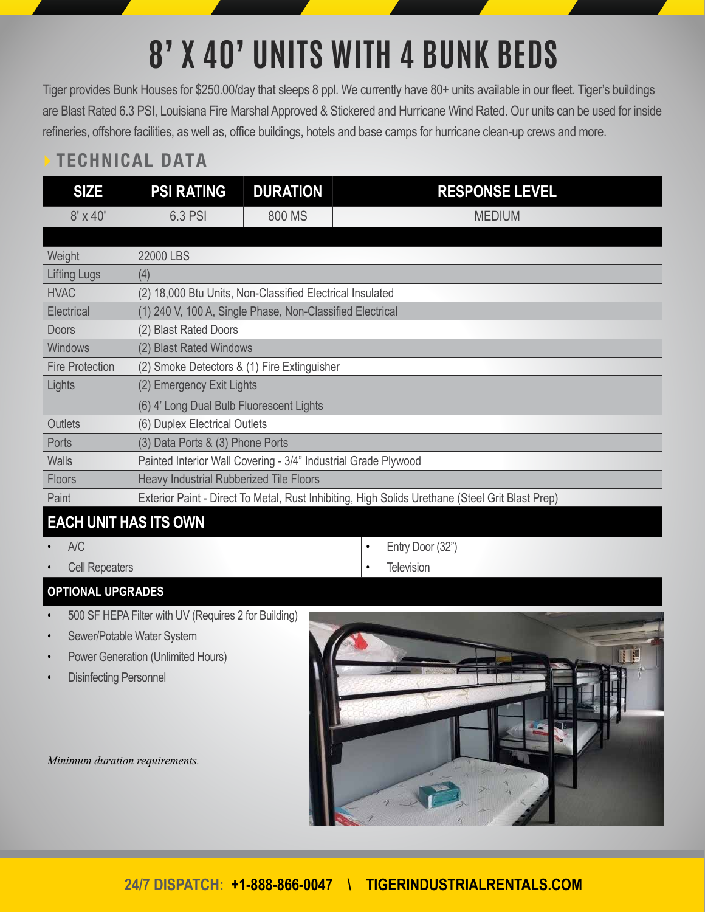# 8' X 40' UNITS WITH 4 BUNK BEDS

Tiger provides Bunk Houses for $250.00/day that sleeps 8 ppl. We currently have 80+ units available in our fleet. Tiger's buildings are Blast Rated 6.3 PSI, Louisiana Fire Marshal Approved & Stickered and Hurricane Wind Rated. Our units can be used for inside refineries, offshore facilities, as well as, office buildings, hotels and base camps for hurricane clean-up crews and more.

## TECHNICAL DATA

| SIZE | PSI RATING | DURATION | RESPONSE LEVEL |
|---|---|---|---|
| 8' x 40' | 6.3 PSI | 800 MS | MEDIUM |

| | |
|---|---|
| Weight | 22000 LBS |
| Lifting Lugs | (4) |
| HVAC | (2) 18,000 Btu Units, Non-Classified Electrical Insulated |
| Electrical | (1) 240 V, 100 A, Single Phase, Non-Classified Electrical |
| Doors | (2) Blast Rated Doors |
| Windows | (2) Blast Rated Windows |
| Fire Protection | (2) Smoke Detectors & (1) Fire Extinguisher |
| Lights | (2) Emergency Exit Lights<br>(6) 4' Long Dual Bulb Fluorescent Lights |
| Outlets | (6) Duplex Electrical Outlets |
| Ports | (3) Data Ports & (3) Phone Ports |
| Walls | Painted Interior Wall Covering - 3/4" Industrial Grade Plywood |
| Floors | Heavy Industrial Rubberized Tile Floors |
| Paint | Exterior Paint - Direct To Metal, Rust Inhibiting, High Solids Urethane (Steel Grit Blast Prep) |

### EACH UNIT HAS ITS OWN

- A/C
- Cell Repeaters
- Entry Door (32")
- Television

### OPTIONAL UPGRADES

- 500 SF HEPA Filter with UV (Requires 2 for Building)
- Sewer/Potable Water System
- Power Generation (Unlimited Hours)
- Disinfecting Personnel

*Minimum duration requirements.*

**24/7 DISPATCH: +1-888-866-0047 \ TIGERINDUSTRIALRENTALS.COM**